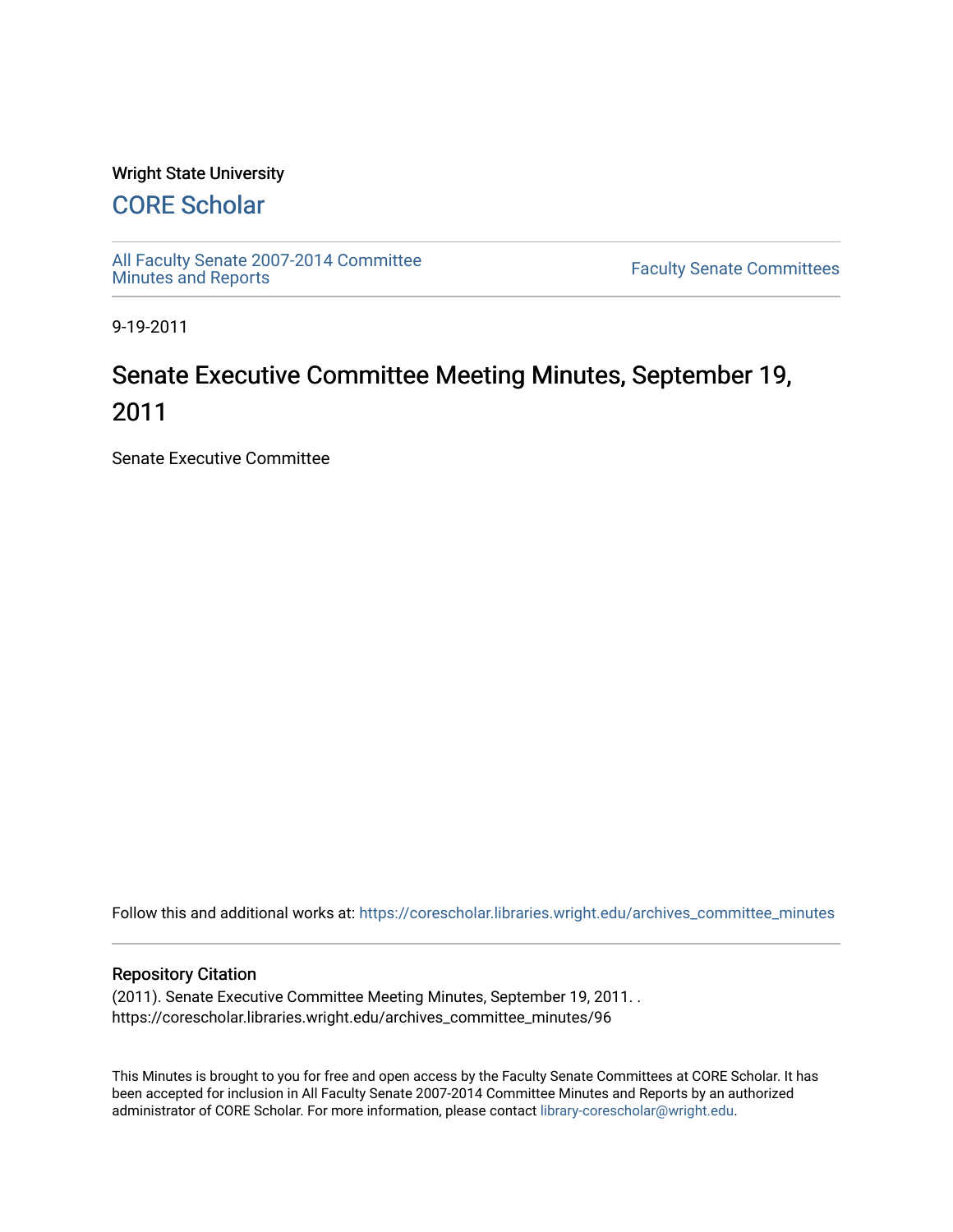Wright State University

# CORE Scholar

All Faculty Senate 2007-2014 Committee Minutes and Reports

Faculty Senate Committees

9-19-2011

# Senate Executive Committee Meeting Minutes, September 19, 2011

Senate Executive Committee

Follow this and additional works at: https://corescholar.libraries.wright.edu/archives_committee_minutes

## Repository Citation

(2011). Senate Executive Committee Meeting Minutes, September 19, 2011. . https://corescholar.libraries.wright.edu/archives_committee_minutes/96

This Minutes is brought to you for free and open access by the Faculty Senate Committees at CORE Scholar. It has been accepted for inclusion in All Faculty Senate 2007-2014 Committee Minutes and Reports by an authorized administrator of CORE Scholar. For more information, please contact library-corescholar@wright.edu.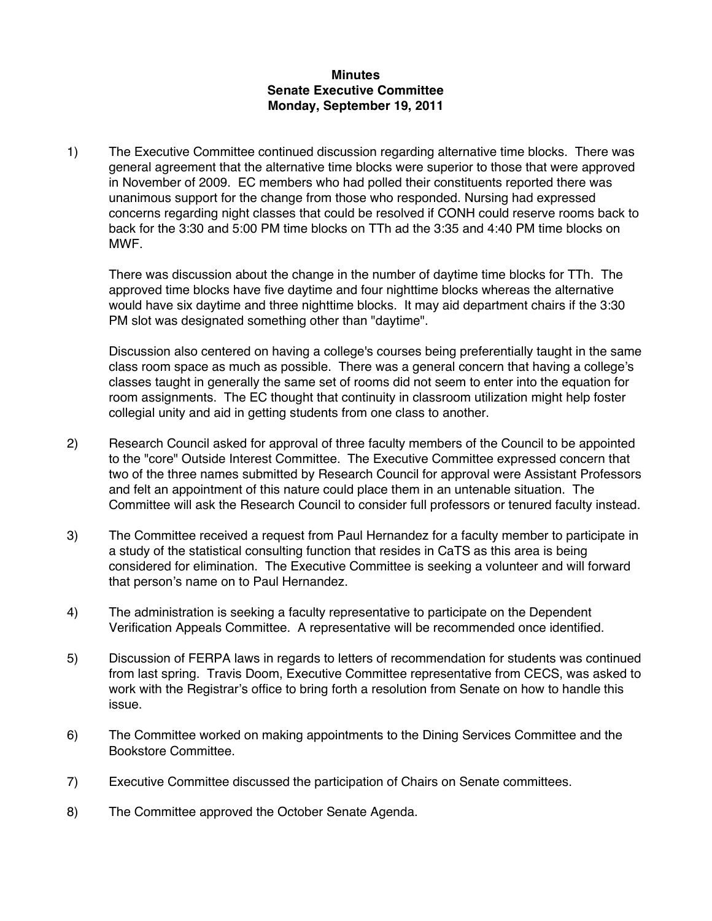**Minutes**
**Senate Executive Committee**
**Monday, September 19, 2011**

1) The Executive Committee continued discussion regarding alternative time blocks. There was general agreement that the alternative time blocks were superior to those that were approved in November of 2009. EC members who had polled their constituents reported there was unanimous support for the change from those who responded. Nursing had expressed concerns regarding night classes that could be resolved if CONH could reserve rooms back to back for the 3:30 and 5:00 PM time blocks on TTh ad the 3:35 and 4:40 PM time blocks on MWF.

   There was discussion about the change in the number of daytime time blocks for TTh. The approved time blocks have five daytime and four nighttime blocks whereas the alternative would have six daytime and three nighttime blocks. It may aid department chairs if the 3:30 PM slot was designated something other than "daytime".

   Discussion also centered on having a college's courses being preferentially taught in the same class room space as much as possible. There was a general concern that having a college's classes taught in generally the same set of rooms did not seem to enter into the equation for room assignments. The EC thought that continuity in classroom utilization might help foster collegial unity and aid in getting students from one class to another.

2) Research Council asked for approval of three faculty members of the Council to be appointed to the "core" Outside Interest Committee. The Executive Committee expressed concern that two of the three names submitted by Research Council for approval were Assistant Professors and felt an appointment of this nature could place them in an untenable situation. The Committee will ask the Research Council to consider full professors or tenured faculty instead.

3) The Committee received a request from Paul Hernandez for a faculty member to participate in a study of the statistical consulting function that resides in CaTS as this area is being considered for elimination. The Executive Committee is seeking a volunteer and will forward that person's name on to Paul Hernandez.

4) The administration is seeking a faculty representative to participate on the Dependent Verification Appeals Committee. A representative will be recommended once identified.

5) Discussion of FERPA laws in regards to letters of recommendation for students was continued from last spring. Travis Doom, Executive Committee representative from CECS, was asked to work with the Registrar's office to bring forth a resolution from Senate on how to handle this issue.

6) The Committee worked on making appointments to the Dining Services Committee and the Bookstore Committee.

7) Executive Committee discussed the participation of Chairs on Senate committees.

8) The Committee approved the October Senate Agenda.